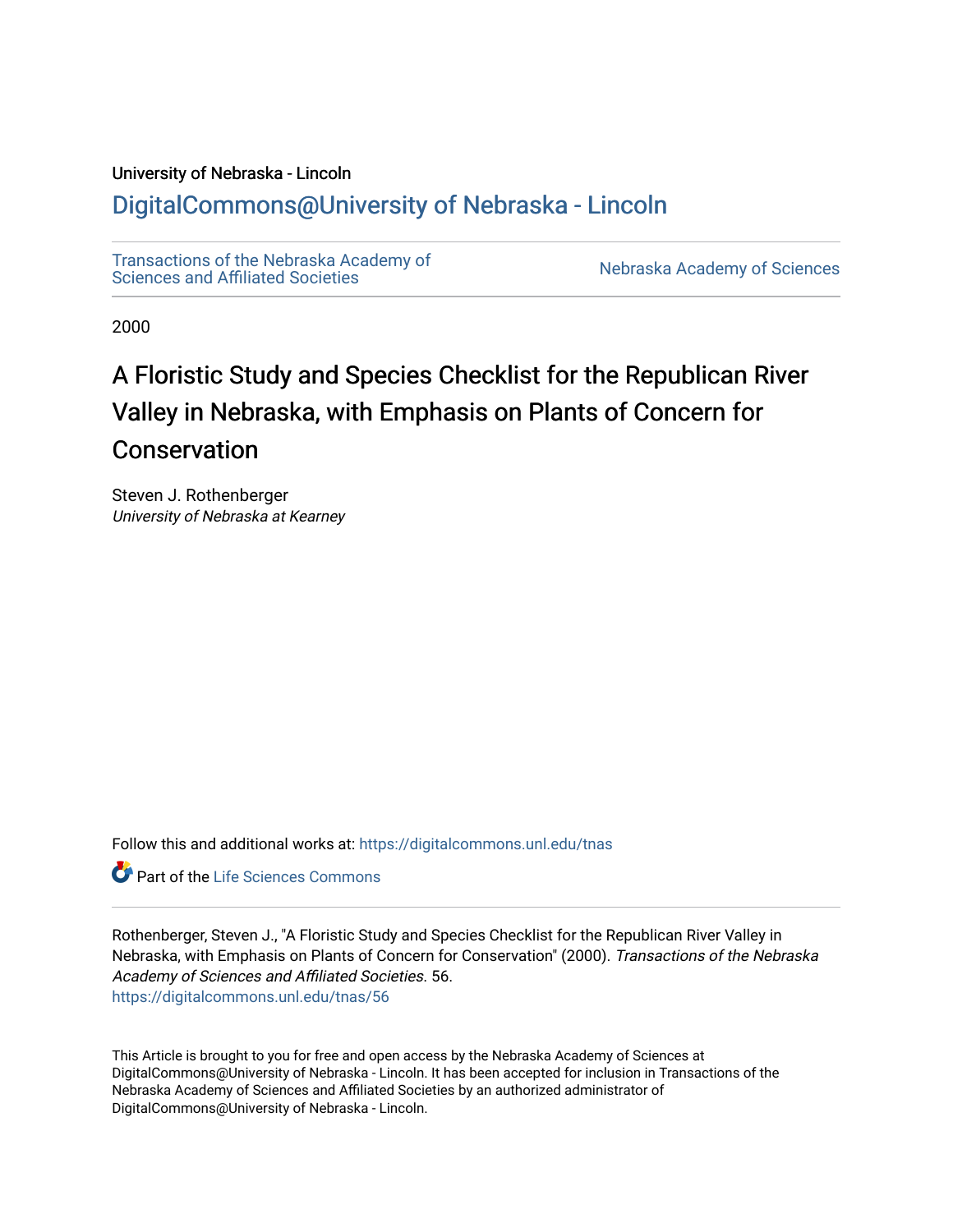University of Nebraska - Lincoln

DigitalCommons@University of Nebraska - Lincoln

Transactions of the Nebraska Academy of Sciences and Affiliated Societies

Nebraska Academy of Sciences

2000

# A Floristic Study and Species Checklist for the Republican River Valley in Nebraska, with Emphasis on Plants of Concern for Conservation

Steven J. Rothenberger
*University of Nebraska at Kearney*

Follow this and additional works at: https://digitalcommons.unl.edu/tnas

Part of the Life Sciences Commons

Rothenberger, Steven J., "A Floristic Study and Species Checklist for the Republican River Valley in Nebraska, with Emphasis on Plants of Concern for Conservation" (2000). *Transactions of the Nebraska Academy of Sciences and Affiliated Societies*. 56.
https://digitalcommons.unl.edu/tnas/56

This Article is brought to you for free and open access by the Nebraska Academy of Sciences at DigitalCommons@University of Nebraska - Lincoln. It has been accepted for inclusion in Transactions of the Nebraska Academy of Sciences and Affiliated Societies by an authorized administrator of DigitalCommons@University of Nebraska - Lincoln.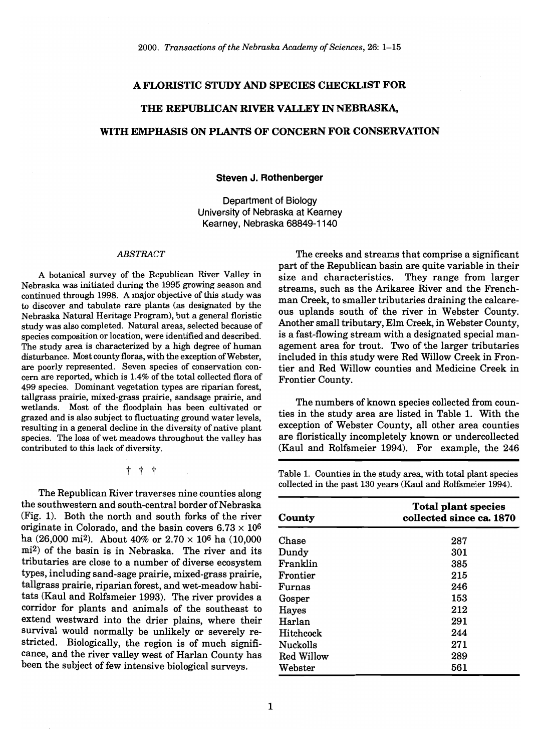# A FLORISTIC STUDY AND SPECIES CHECKLIST FOR THE REPUBLICAN RIVER VALLEY IN NEBRASKA, WITH EMPHASIS ON PLANTS OF CONCERN FOR CONSERVATION

**Steven J. Rothenberger**

Department of Biology
University of Nebraska at Kearney
Kearney, Nebraska 68849-1140

*ABSTRACT*

A botanical survey of the Republican River Valley in Nebraska was initiated during the 1995 growing season and continued through 1998. A major objective of this study was to discover and tabulate rare plants (as designated by the Nebraska Natural Heritage Program), but a general floristic study was also completed. Natural areas, selected because of species composition or location, were identified and described. The study area is characterized by a high degree of human disturbance. Most county floras, with the exception of Webster, are poorly represented. Seven species of conservation concern are reported, which is 1.4% of the total collected flora of 499 species. Dominant vegetation types are riparian forest, tallgrass prairie, mixed-grass prairie, sandsage prairie, and wetlands. Most of the floodplain has been cultivated or grazed and is also subject to fluctuating ground water levels, resulting in a general decline in the diversity of native plant species. The loss of wet meadows throughout the valley has contributed to this lack of diversity.

† † †

The Republican River traverses nine counties along the southwestern and south-central border of Nebraska (Fig. 1). Both the north and south forks of the river originate in Colorado, and the basin covers $6.73 \times 10^6$ ha (26,000 mi$^2$). About 40% or $2.70 \times 10^6$ ha (10,000 mi$^2$) of the basin is in Nebraska. The river and its tributaries are close to a number of diverse ecosystem types, including sand-sage prairie, mixed-grass prairie, tallgrass prairie, riparian forest, and wet-meadow habitats (Kaul and Rolfsmeier 1993). The river provides a corridor for plants and animals of the southeast to extend westward into the drier plains, where their survival would normally be unlikely or severely restricted. Biologically, the region is of much significance, and the river valley west of Harlan County has been the subject of few intensive biological surveys.

The creeks and streams that comprise a significant part of the Republican basin are quite variable in their size and characteristics. They range from larger streams, such as the Arikaree River and the Frenchman Creek, to smaller tributaries draining the calcareous uplands south of the river in Webster County. Another small tributary, Elm Creek, in Webster County, is a fast-flowing stream with a designated special management area for trout. Two of the larger tributaries included in this study were Red Willow Creek in Frontier and Red Willow counties and Medicine Creek in Frontier County.

The numbers of known species collected from counties in the study area are listed in Table 1. With the exception of Webster County, all other area counties are floristically incompletely known or undercollected (Kaul and Rolfsmeier 1994). For example, the 246

Table 1. Counties in the study area, with total plant species collected in the past 130 years (Kaul and Rolfsmeier 1994).

| County | Total plant species collected since ca. 1870 |
|---|---|
| Chase | 287 |
| Dundy | 301 |
| Franklin | 385 |
| Frontier | 215 |
| Furnas | 246 |
| Gosper | 153 |
| Hayes | 212 |
| Harlan | 291 |
| Hitchcock | 244 |
| Nuckolls | 271 |
| Red Willow | 289 |
| Webster | 561 |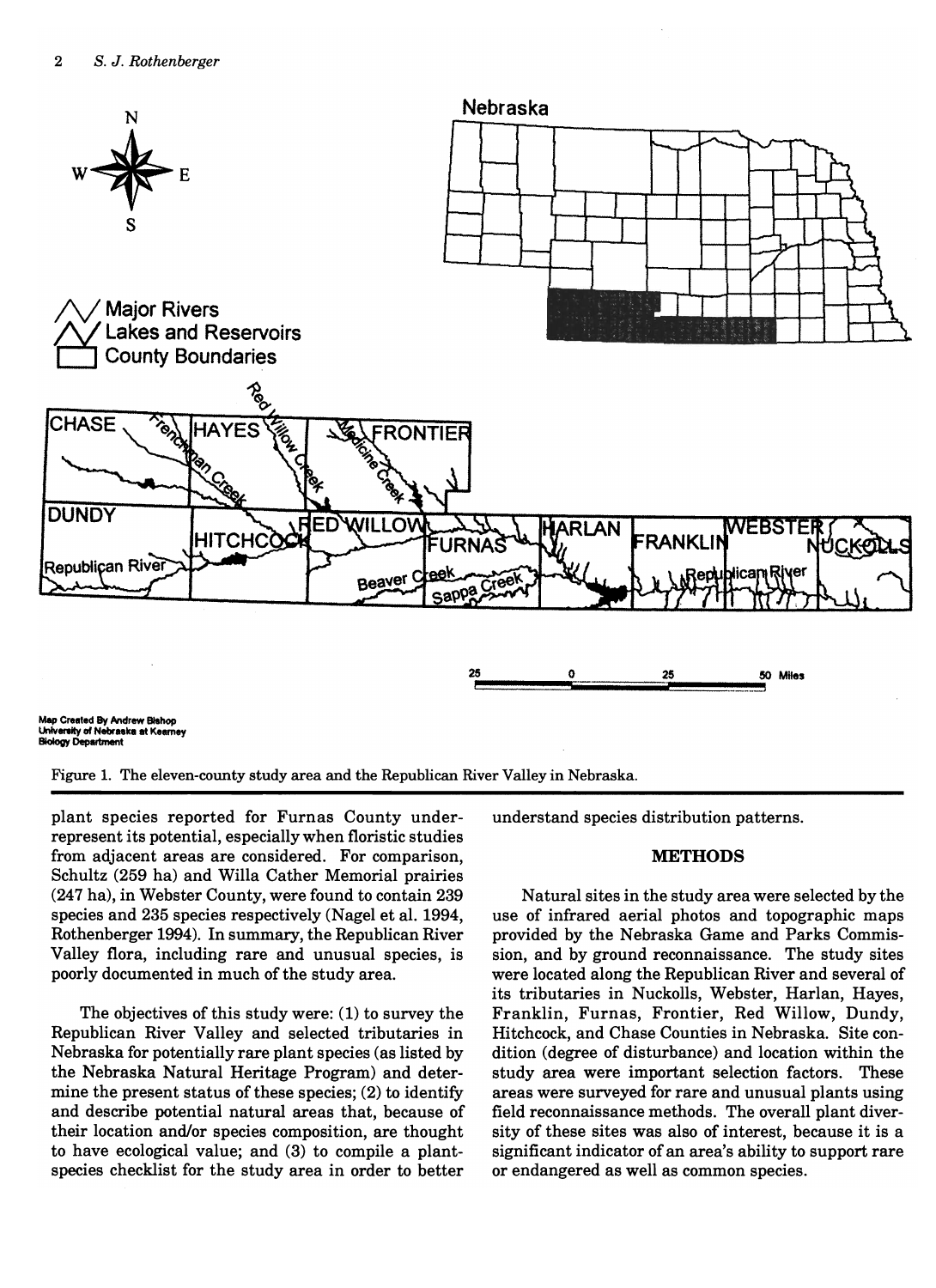Figure 1. The eleven-county study area and the Republican River Valley in Nebraska.

plant species reported for Furnas County under-represent its potential, especially when floristic studies from adjacent areas are considered. For comparison, Schultz (259 ha) and Willa Cather Memorial prairies (247 ha), in Webster County, were found to contain 239 species and 235 species respectively (Nagel et al. 1994, Rothenberger 1994). In summary, the Republican River Valley flora, including rare and unusual species, is poorly documented in much of the study area.

The objectives of this study were: (1) to survey the Republican River Valley and selected tributaries in Nebraska for potentially rare plant species (as listed by the Nebraska Natural Heritage Program) and determine the present status of these species; (2) to identify and describe potential natural areas that, because of their location and/or species composition, are thought to have ecological value; and (3) to compile a plant-species checklist for the study area in order to better understand species distribution patterns.

## METHODS

Natural sites in the study area were selected by the use of infrared aerial photos and topographic maps provided by the Nebraska Game and Parks Commission, and by ground reconnaissance. The study sites were located along the Republican River and several of its tributaries in Nuckolls, Webster, Harlan, Hayes, Franklin, Furnas, Frontier, Red Willow, Dundy, Hitchcock, and Chase Counties in Nebraska. Site condition (degree of disturbance) and location within the study area were important selection factors. These areas were surveyed for rare and unusual plants using field reconnaissance methods. The overall plant diversity of these sites was also of interest, because it is a significant indicator of an area's ability to support rare or endangered as well as common species.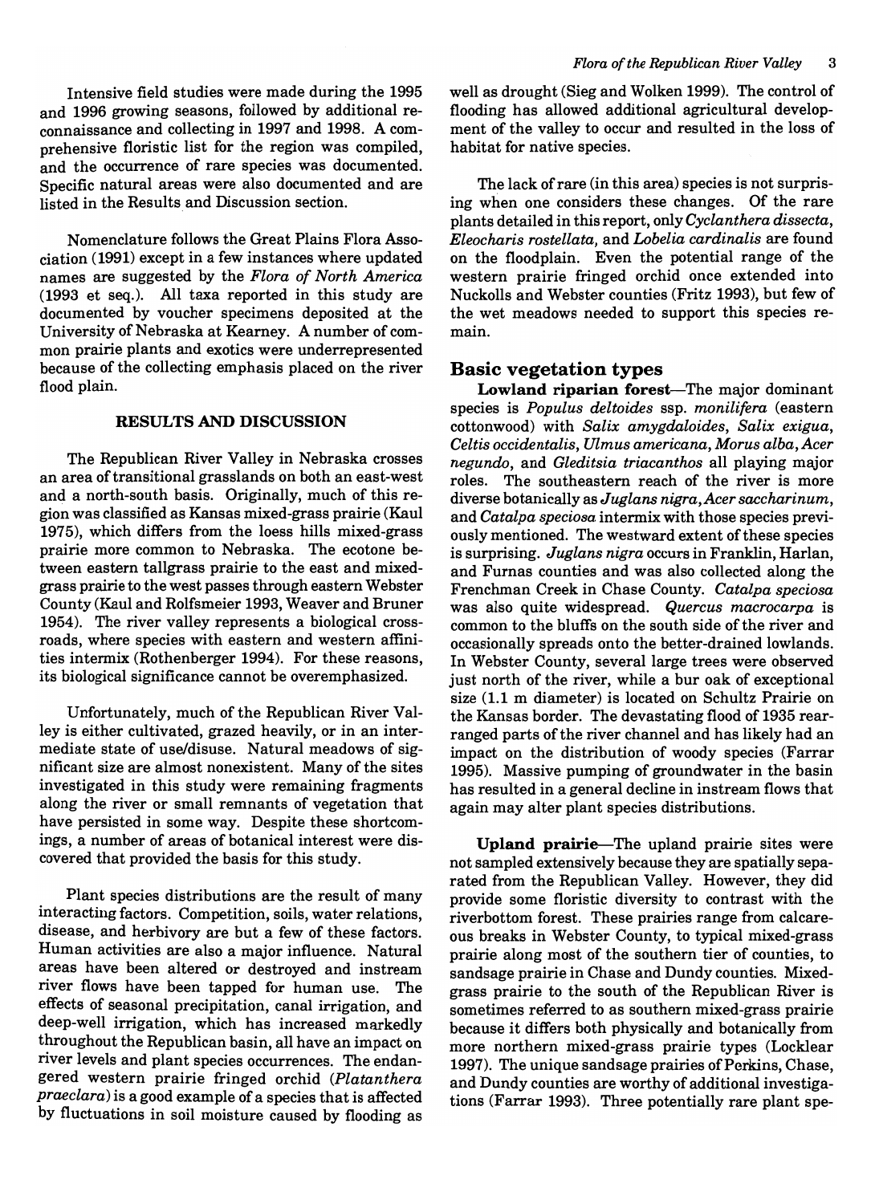Intensive field studies were made during the 1995 and 1996 growing seasons, followed by additional reconnaissance and collecting in 1997 and 1998. A comprehensive floristic list for the region was compiled, and the occurrence of rare species was documented. Specific natural areas were also documented and are listed in the Results and Discussion section.

Nomenclature follows the Great Plains Flora Association (1991) except in a few instances where updated names are suggested by the *Flora of North America* (1993 et seq.). All taxa reported in this study are documented by voucher specimens deposited at the University of Nebraska at Kearney. A number of common prairie plants and exotics were underrepresented because of the collecting emphasis placed on the river flood plain.

## RESULTS AND DISCUSSION

The Republican River Valley in Nebraska crosses an area of transitional grasslands on both an east-west and a north-south basis. Originally, much of this region was classified as Kansas mixed-grass prairie (Kaul 1975), which differs from the loess hills mixed-grass prairie more common to Nebraska. The ecotone between eastern tallgrass prairie to the east and mixed-grass prairie to the west passes through eastern Webster County (Kaul and Rolfsmeier 1993, Weaver and Bruner 1954). The river valley represents a biological crossroads, where species with eastern and western affinities intermix (Rothenberger 1994). For these reasons, its biological significance cannot be overemphasized.

Unfortunately, much of the Republican River Valley is either cultivated, grazed heavily, or in an intermediate state of use/disuse. Natural meadows of significant size are almost nonexistent. Many of the sites investigated in this study were remaining fragments along the river or small remnants of vegetation that have persisted in some way. Despite these shortcomings, a number of areas of botanical interest were discovered that provided the basis for this study.

Plant species distributions are the result of many interacting factors. Competition, soils, water relations, disease, and herbivory are but a few of these factors. Human activities are also a major influence. Natural areas have been altered or destroyed and instream river flows have been tapped for human use. The effects of seasonal precipitation, canal irrigation, and deep-well irrigation, which has increased markedly throughout the Republican basin, all have an impact on river levels and plant species occurrences. The endangered western prairie fringed orchid (*Platanthera praeclara*) is a good example of a species that is affected by fluctuations in soil moisture caused by flooding as well as drought (Sieg and Wolken 1999). The control of flooding has allowed additional agricultural development of the valley to occur and resulted in the loss of habitat for native species.

The lack of rare (in this area) species is not surprising when one considers these changes. Of the rare plants detailed in this report, only *Cyclanthera dissecta*, *Eleocharis rostellata*, and *Lobelia cardinalis* are found on the floodplain. Even the potential range of the western prairie fringed orchid once extended into Nuckolls and Webster counties (Fritz 1993), but few of the wet meadows needed to support this species remain.

### Basic vegetation types

**Lowland riparian forest**—The major dominant species is *Populus deltoides* ssp. *monilifera* (eastern cottonwood) with *Salix amygdaloides*, *Salix exigua*, *Celtis occidentalis*, *Ulmus americana*, *Morus alba*, *Acer negundo*, and *Gleditsia triacanthos* all playing major roles. The southeastern reach of the river is more diverse botanically as *Juglans nigra*, *Acer saccharinum*, and *Catalpa speciosa* intermix with those species previously mentioned. The westward extent of these species is surprising. *Juglans nigra* occurs in Franklin, Harlan, and Furnas counties and was also collected along the Frenchman Creek in Chase County. *Catalpa speciosa* was also quite widespread. *Quercus macrocarpa* is common to the bluffs on the south side of the river and occasionally spreads onto the better-drained lowlands. In Webster County, several large trees were observed just north of the river, while a bur oak of exceptional size (1.1 m diameter) is located on Schultz Prairie on the Kansas border. The devastating flood of 1935 rearranged parts of the river channel and has likely had an impact on the distribution of woody species (Farrar 1995). Massive pumping of groundwater in the basin has resulted in a general decline in instream flows that again may alter plant species distributions.

**Upland prairie**—The upland prairie sites were not sampled extensively because they are spatially separated from the Republican Valley. However, they did provide some floristic diversity to contrast with the riverbottom forest. These prairies range from calcareous breaks in Webster County, to typical mixed-grass prairie along most of the southern tier of counties, to sandsage prairie in Chase and Dundy counties. Mixed-grass prairie to the south of the Republican River is sometimes referred to as southern mixed-grass prairie because it differs both physically and botanically from more northern mixed-grass prairie types (Locklear 1997). The unique sandsage prairies of Perkins, Chase, and Dundy counties are worthy of additional investigations (Farrar 1993). Three potentially rare plant spe-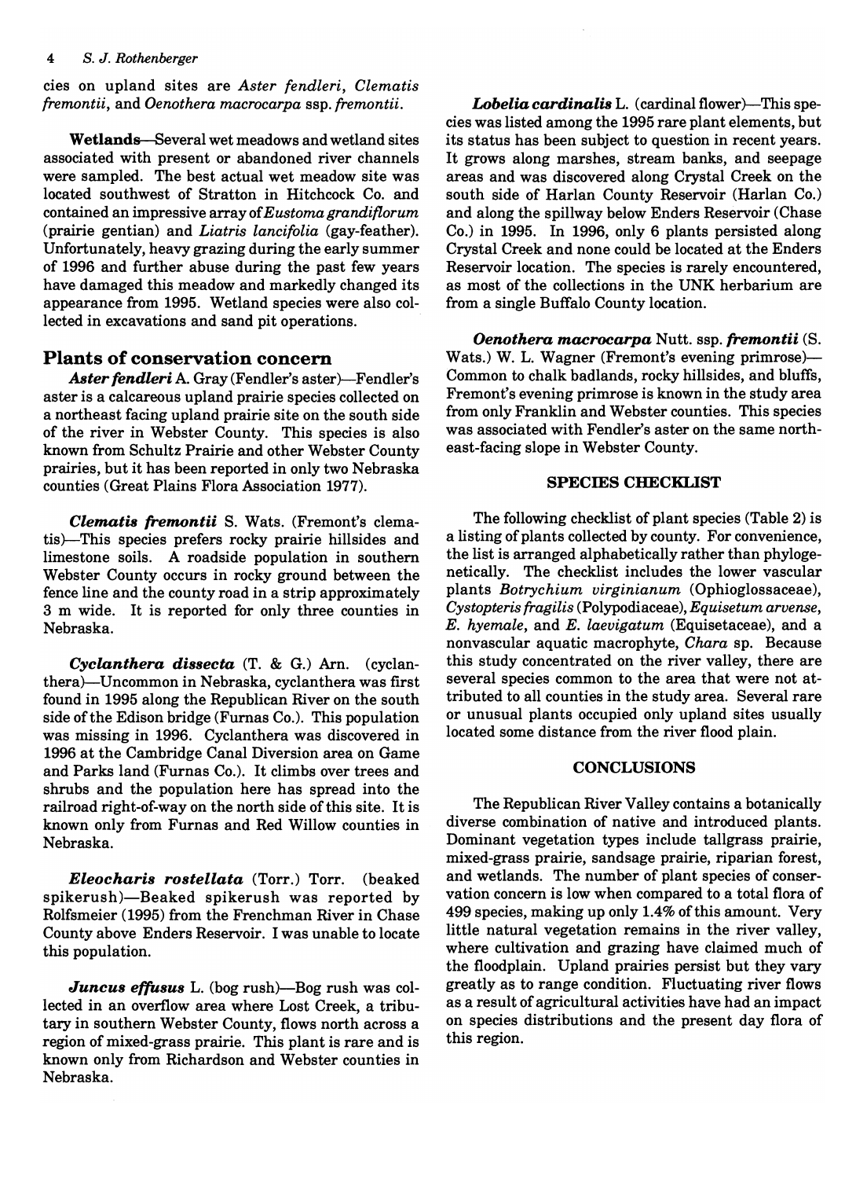cies on upland sites are *Aster fendleri*, *Clematis fremontii*, and *Oenothera macrocarpa* ssp. *fremontii*.

**Wetlands**—Several wet meadows and wetland sites associated with present or abandoned river channels were sampled. The best actual wet meadow site was located southwest of Stratton in Hitchcock Co. and contained an impressive array of *Eustoma grandiflorum* (prairie gentian) and *Liatris lancifolia* (gay-feather). Unfortunately, heavy grazing during the early summer of 1996 and further abuse during the past few years have damaged this meadow and markedly changed its appearance from 1995. Wetland species were also collected in excavations and sand pit operations.

## Plants of conservation concern

***Aster fendleri*** **A. Gray** (Fendler's aster)—Fendler's aster is a calcareous upland prairie species collected on a northeast facing upland prairie site on the south side of the river in Webster County. This species is also known from Schultz Prairie and other Webster County prairies, but it has been reported in only two Nebraska counties (Great Plains Flora Association 1977).

***Clematis fremontii*** **S. Wats.** (Fremont's clematis)—This species prefers rocky prairie hillsides and limestone soils. A roadside population in southern Webster County occurs in rocky ground between the fence line and the county road in a strip approximately 3 m wide. It is reported for only three counties in Nebraska.

***Cyclanthera dissecta*** **(T. & G.) Arn.** (cyclanthera)—Uncommon in Nebraska, cyclanthera was first found in 1995 along the Republican River on the south side of the Edison bridge (Furnas Co.). This population was missing in 1996. Cyclanthera was discovered in 1996 at the Cambridge Canal Diversion area on Game and Parks land (Furnas Co.). It climbs over trees and shrubs and the population here has spread into the railroad right-of-way on the north side of this site. It is known only from Furnas and Red Willow counties in Nebraska.

***Eleocharis rostellata*** **(Torr.) Torr.** (beaked spikerush)—Beaked spikerush was reported by Rolfsmeier (1995) from the Frenchman River in Chase County above Enders Reservoir. I was unable to locate this population.

***Juncus effusus*** **L.** (bog rush)—Bog rush was collected in an overflow area where Lost Creek, a tributary in southern Webster County, flows north across a region of mixed-grass prairie. This plant is rare and is known only from Richardson and Webster counties in Nebraska.

***Lobelia cardinalis*** **L.** (cardinal flower)—This species was listed among the 1995 rare plant elements, but its status has been subject to question in recent years. It grows along marshes, stream banks, and seepage areas and was discovered along Crystal Creek on the south side of Harlan County Reservoir (Harlan Co.) and along the spillway below Enders Reservoir (Chase Co.) in 1995. In 1996, only 6 plants persisted along Crystal Creek and none could be located at the Enders Reservoir location. The species is rarely encountered, as most of the collections in the UNK herbarium are from a single Buffalo County location.

***Oenothera macrocarpa*** **Nutt. ssp. *fremontii*** **(S. Wats.) W. L. Wagner** (Fremont's evening primrose)—Common to chalk badlands, rocky hillsides, and bluffs, Fremont's evening primrose is known in the study area from only Franklin and Webster counties. This species was associated with Fendler's aster on the same northeast-facing slope in Webster County.

### SPECIES CHECKLIST

The following checklist of plant species (Table 2) is a listing of plants collected by county. For convenience, the list is arranged alphabetically rather than phylogenetically. The checklist includes the lower vascular plants *Botrychium virginianum* (Ophioglossaceae), *Cystopteris fragilis* (Polypodiaceae), *Equisetum arvense*, *E. hyemale*, and *E. laevigatum* (Equisetaceae), and a nonvascular aquatic macrophyte, *Chara* sp. Because this study concentrated on the river valley, there are several species common to the area that were not attributed to all counties in the study area. Several rare or unusual plants occupied only upland sites usually located some distance from the river flood plain.

### CONCLUSIONS

The Republican River Valley contains a botanically diverse combination of native and introduced plants. Dominant vegetation types include tallgrass prairie, mixed-grass prairie, sandsage prairie, riparian forest, and wetlands. The number of plant species of conservation concern is low when compared to a total flora of 499 species, making up only 1.4% of this amount. Very little natural vegetation remains in the river valley, where cultivation and grazing have claimed much of the floodplain. Upland prairies persist but they vary greatly as to range condition. Fluctuating river flows as a result of agricultural activities have had an impact on species distributions and the present day flora of this region.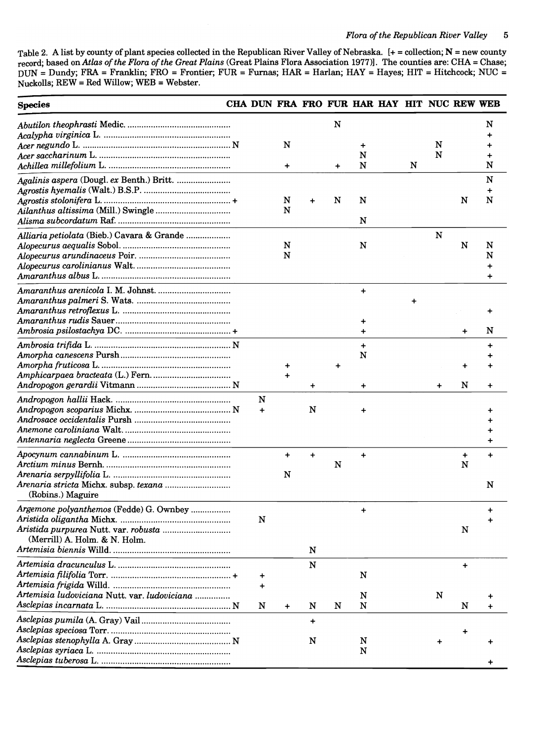Table 2. A list by county of plant species collected in the Republican River Valley of Nebraska. [+ = collection; N = new county record; based on *Atlas of the Flora of the Great Plains* (Great Plains Flora Association 1977)]. The counties are: CHA = Chase; DUN = Dundy; FRA = Franklin; FRO = Frontier; FUR = Furnas; HAR = Harlan; HAY = Hayes; HIT = Hitchcock; NUC = Nuckolls; REW = Red Willow; WEB = Webster.

| Species | CHA | DUN | FRA | FRO | FUR | HAR | HAY | HIT | NUC | REW | WEB |
|---|---|---|---|---|---|---|---|---|---|---|---|
| *Abutilon theophrasti* Medic. | | | | | N | | | | | | N |
| *Acalypha virginica* L. | | | | | | | | | | | + |
| *Acer negundo* L. | N | | N | | | + | | | N | | + |
| *Acer saccharinum* L. | | | | | | N | | | N | | + |
| *Achillea millefolium* L. | | | + | | + | N | | N | | | N |
| *Agalinis aspera* (Dougl. *ex* Benth.) Britt. | | | | | | | | | | | N |
| *Agrostis hyemalis* (Walt.) B.S.P. | | | | | | | | | | | + |
| *Agrostis stolonifera* L. | + | | N | + | N | N | | | | N | N |
| *Ailanthus altissima* (Mill.) Swingle | | | N | | | | | | | | |
| *Alisma subcordatum* Raf. | | | | | | N | | | | | |
| *Alliaria petiolata* (Bieb.) Cavara & Grande | | | | | | | | | N | | |
| *Alopecurus aequalis* Sobol. | | | N | | | N | | | | N | N |
| *Alopecurus arundinaceus* Poir. | | | N | | | | | | | | N |
| *Alopecurus carolinianus* Walt. | | | | | | | | | | | + |
| *Amaranthus albus* L. | | | | | | | | | | | + |
| *Amaranthus arenicola* I. M. Johnst. | | | | | | + | | | | | |
| *Amaranthus palmeri* S. Wats. | | | | | | | | + | | | |
| *Amaranthus retroflexus* L. | | | | | | | | | | | + |
| *Amaranthus rudis* Sauer | | | | | | + | | | | | |
| *Ambrosia psilostachya* DC. | + | | | | | + | | | | + | N |
| *Ambrosia trifida* L. | N | | | | | + | | | | | + |
| *Amorpha canescens* Pursh | | | | | | N | | | | | + |
| *Amorpha fruticosa* L. | | | + | | + | | | | | + | + |
| *Amphicarpaea bracteata* (L.) Fern. | | | + | | | | | | | | |
| *Andropogon gerardii* Vitmann | N | | | + | | + | | | + | N | + |
| *Andropogon hallii* Hack. | | N | | | | | | | | | |
| *Andropogon scoparius* Michx. | N | + | | N | | + | | | | | + |
| *Androsace occidentalis* Pursh | | | | | | | | | | | + |
| *Anemone caroliniana* Walt. | | | | | | | | | | | + |
| *Antennaria neglecta* Greene | | | | | | | | | | | + |
| *Apocynum cannabinum* L. | | | + | + | | + | | | | + | + |
| *Arctium minus* Bernh. | | | | | N | | | | | N | |
| *Arenaria serpyllifolia* L. | | | N | | | | | | | | |
| *Arenaria stricta* Michx. subsp. *texana* (Robins.) Maguire | | | | | | | | | | | N |
| *Argemone polyanthemos* (Fedde) G. Ownbey | | | | | | + | | | | | + |
| *Aristida oligantha* Michx. | | N | | | | | | | | | + |
| *Aristida purpurea* Nutt. var. *robusta* (Merrill) A. Holm. & N. Holm. | | | | | | | | | | N | |
| *Artemisia biennis* Willd. | | | | N | | | | | | | |
| *Artemisia dracunculus* L. | | | | N | | | | | | + | |
| *Artemisia filifolia* Torr. | + | + | | | | N | | | | | |
| *Artemisia frigida* Willd. | | + | | | | | | | | | |
| *Artemisia ludoviciana* Nutt. var. *ludoviciana* | | | | | | N | | | N | | + |
| *Asclepias incarnata* L. | N | N | + | N | N | N | | | | N | + |
| *Asclepias pumila* (A. Gray) Vail | | | | + | | | | | | | |
| *Asclepias speciosa* Torr. | | | | | | | | | | + | |
| *Asclepias stenophylla* A. Gray | N | | | N | | N | | | + | | + |
| *Asclepias syriaca* L. | | | | | | N | | | | | |
| *Asclepias tuberosa* L. | | | | | | | | | | | + |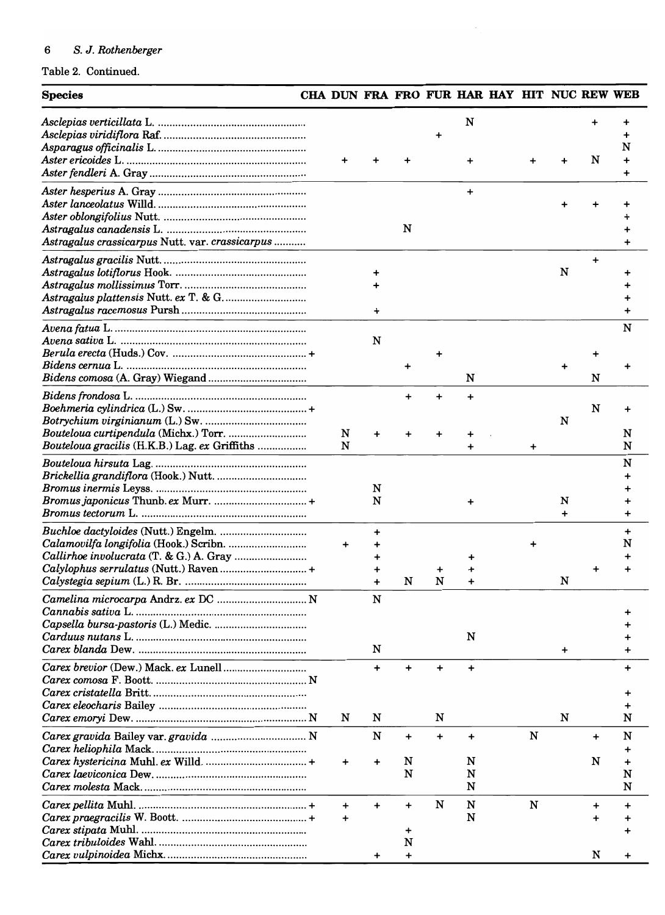Table 2. Continued.

| Species | CHA | DUN | FRA | FRO | FUR | HAR | HAY | HIT | NUC | REW | WEB |
|---|---|---|---|---|---|---|---|---|---|---|---|
| *Asclepias verticillata* L. | | | | | | N | | | | + | + |
| *Asclepias viridiflora* Raf. | | | | | + | | | | | | + |
| *Asparagus officinalis* L. | | | | | | | | | | | N |
| *Aster ericoides* L. | | + | + | + | | + | | + | + | N | + |
| *Aster fendleri* A. Gray | | | | | | | | | | | + |
| *Aster hesperius* A. Gray | | | | | | + | | | | | |
| *Aster lanceolatus* Willd. | | | | | | | | | + | + | + |
| *Aster oblongifolius* Nutt. | | | | | | | | | | | + |
| *Astragalus canadensis* L. | | | | N | | | | | | | + |
| *Astragalus crassicarpus* Nutt. var. *crassicarpus* | | | | | | | | | | | + |
| *Astragalus gracilis* Nutt. | | | | | | | | | | + | |
| *Astragalus lotiflorus* Hook. | | | + | | | | | | N | | + |
| *Astragalus mollissimus* Torr. | | | + | | | | | | | | + |
| *Astragalus plattensis* Nutt. *ex* T. & G. | | | | | | | | | | | + |
| *Astragalus racemosus* Pursh | | | + | | | | | | | | + |
| *Avena fatua* L. | | | | | | | | | | | N |
| *Avena sativa* L. | | | N | | | | | | | | |
| *Berula erecta* (Huds.) Cov. | + | | | | + | | | | | + | |
| *Bidens cernua* L. | | | | + | | | | | + | | + |
| *Bidens comosa* (A. Gray) Wiegand | | | | | | N | | | | N | |
| *Bidens frondosa* L. | | | | + | + | + | | | | | |
| *Boehmeria cylindrica* (L.) Sw. | + | | | | | | | | | N | + |
| *Botrychium virginianum* (L.) Sw. | | | | | | | | | N | | |
| *Bouteloua curtipendula* (Michx.) Torr. | | N | + | + | + | + | | | | | N |
| *Bouteloua gracilis* (H.K.B.) Lag. *ex* Griffiths | | N | | | | + | | + | | | N |
| *Bouteloua hirsuta* Lag. | | | | | | | | | | | N |
| *Brickellia grandiflora* (Hook.) Nutt. | | | | | | | | | | | + |
| *Bromus inermis* Leyss. | | | N | | | | | | | | + |
| *Bromus japonicus* Thunb. *ex* Murr. | + | | N | | | + | | | N | | + |
| *Bromus tectorum* L. | | | | | | | | | + | | + |
| *Buchloe dactyloides* (Nutt.) Engelm. | | | + | | | | | | | | + |
| *Calamovilfa longifolia* (Hook.) Scribn. | | + | + | | | | | + | | | N |
| *Callirhoe involucrata* (T. & G.) A. Gray | | | + | | | + | | | | | + |
| *Calylophus serrulatus* (Nutt.) Raven | + | | + | | + | + | | | | + | + |
| *Calystegia sepium* (L.) R. Br. | | | + | N | N | + | | | N | | |
| *Camelina microcarpa* Andrz. *ex* DC | N | | N | | | | | | | | |
| *Cannabis sativa* L. | | | | | | | | | | | + |
| *Capsella bursa-pastoris* (L.) Medic. | | | | | | | | | | | + |
| *Carduus nutans* L. | | | | | | N | | | | | + |
| *Carex blanda* Dew. | | | N | | | | | | + | | + |
| *Carex brevior* (Dew.) Mack. *ex* Lunell | | | + | + | + | + | | | | | + |
| *Carex comosa* F. Boott. | N | | | | | | | | | | |
| *Carex cristatella* Britt. | | | | | | | | | | | + |
| *Carex eleocharis* Bailey | | | | | | | | | | | + |
| *Carex emoryi* Dew. | N | N | N | | N | | | | N | | N |
| *Carex gravida* Bailey var. *gravida* | N | | N | + | + | + | | N | | + | N |
| *Carex heliophila* Mack. | | | | | | | | | | | + |
| *Carex hystericina* Muhl. *ex* Willd. | + | + | + | N | | N | | | | N | + |
| *Carex laeviconica* Dew. | | | | N | | N | | | | | N |
| *Carex molesta* Mack. | | | | | | N | | | | | N |
| *Carex pellita* Muhl. | + | + | + | + | N | N | | N | | + | + |
| *Carex praegracilis* W. Boott. | + | + | | | | N | | | | + | + |
| *Carex stipata* Muhl. | | | | + | | | | | | | + |
| *Carex tribuloides* Wahl. | | | | N | | | | | | | |
| *Carex vulpinoidea* Michx. | | | + | + | | | | | | N | + |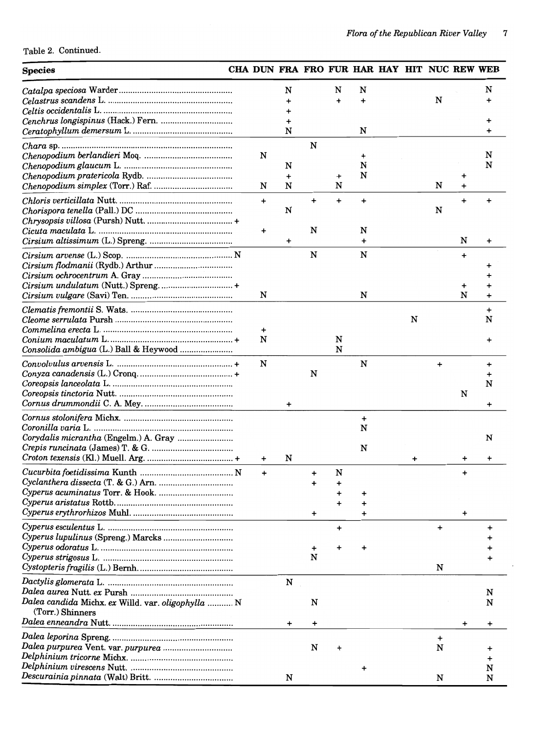Table 2. Continued.

| Species | CHA | DUN | FRA | FRO | FUR | HAR | HAY | HIT | NUC | REW | WEB |
|---|---|---|---|---|---|---|---|---|---|---|---|
| *Catalpa speciosa* Warder | | | N | | N | N | | | | | N |
| *Celastrus scandens* L. | | | + | | + | + | | | N | | + |
| *Celtis occidentalis* L. | | | + | | | | | | | | |
| *Cenchrus longispinus* (Hack.) Fern. | | | + | | | | | | | | + |
| *Ceratophyllum demersum* L. | | | N | | | N | | | | | + |
| *Chara* sp. | | | | N | | | | | | | |
| *Chenopodium berlandieri* Moq. | | N | | | | + | | | | | N |
| *Chenopodium glaucum* L. | | | N | | | N | | | | | N |
| *Chenopodium pratericola* Rydb. | | | + | | + | N | | | | + | |
| *Chenopodium simplex* (Torr.) Raf. | | N | N | | N | | | | N | + | |
| *Chloris verticillata* Nutt. | | + | | + | + | + | | | | + | + |
| *Chorispora tenella* (Pall.) DC | | | N | | | | | | N | | |
| *Chrysopsis villosa* (Pursh) Nutt. | + | | | | | | | | | | |
| *Cicuta maculata* L. | | + | | N | | N | | | | | |
| *Cirsium altissimum* (L.) Spreng. | | | + | | | + | | | | N | + |
| *Cirsium arvense* (L.) Scop. | N | | | N | | N | | | | + | |
| *Cirsium flodmanii* (Rydb.) Arthur | | | | | | | | | | | + |
| *Cirsium ochrocentrum* A. Gray | | | | | | | | | | | + |
| *Cirsium undulatum* (Nutt.) Spreng. | + | | | | | | | | | + | + |
| *Cirsium vulgare* (Savi) Ten. | | N | | | | N | | | | N | + |
| *Clematis fremontii* S. Wats. | | | | | | | | | | | + |
| *Cleome serrulata* Pursh | | | | | | | | N | | | N |
| *Commelina erecta* L. | | + | | | | | | | | | |
| *Conium maculatum* L. | + | N | | | N | | | | | | + |
| *Consolida ambigua* (L.) Ball & Heywood | | | | | N | | | | | | |
| *Convolvulus arvensis* L. | + | N | | | | N | | | + | | + |
| *Conyza canadensis* (L.) Cronq. | + | | | N | | | | | | | + |
| *Coreopsis lanceolata* L. | | | | | | | | | | | N |
| *Coreopsis tinctoria* Nutt. | | | | | | | | | | N | |
| *Cornus drummondii* C. A. Mey. | | | + | | | | | | | | + |
| *Cornus stolonifera* Michx. | | | | | | + | | | | | |
| *Coronilla varia* L. | | | | | | N | | | | | |
| *Corydalis micrantha* (Engelm.) A. Gray | | | | | | | | | | | N |
| *Crepis runcinata* (James) T. & G. | | | | | | N | | | | | |
| *Croton texensis* (Kl.) Muell. Arg. | + | + | N | | | | | + | | + | + |
| *Cucurbita foetidissima* Kunth | N | + | | + | N | | | | | + | |
| *Cyclanthera dissecta* (T. & G.) Arn. | | | | + | + | | | | | | |
| *Cyperus acuminatus* Torr. & Hook. | | | | | + | + | | | | | |
| *Cyperus aristatus* Rottb. | | | | | + | + | | | | | |
| *Cyperus erythrorhizos* Muhl. | | | | + | | + | | | | + | |
| *Cyperus esculentus* L. | | | | | + | | | | + | | + |
| *Cyperus lupulinus* (Spreng.) Marcks | | | | | | | | | | | + |
| *Cyperus odoratus* L. | | | | + | + | + | | | | | + |
| *Cyperus strigosus* L. | | | | N | | | | | | | + |
| *Cystopteris fragilis* (L.) Bernh. | | | | | | | | | N | | |
| *Dactylis glomerata* L. | | | N | | | | | | | | |
| *Dalea aurea* Nutt. *ex* Pursh | | | | | | | | | | | N |
| *Dalea candida* Michx. *ex* Willd. var. *oligophylla* (Torr.) Shinners | N | | | N | | | | | | | N |
| *Dalea enneandra* Nutt. | | | + | + | | | | | | + | + |
| *Dalea leporina* Spreng. | | | | | | | | | + | | |
| *Dalea purpurea* Vent. var. *purpurea* | | | | N | + | | | | N | | + |
| *Delphinium tricorne* Michx. | | | | | | | | | | | + |
| *Delphinium virescens* Nutt. | | | | | | + | | | | | N |
| *Descurainia pinnata* (Walt) Britt. | | | N | | | | | | N | | N |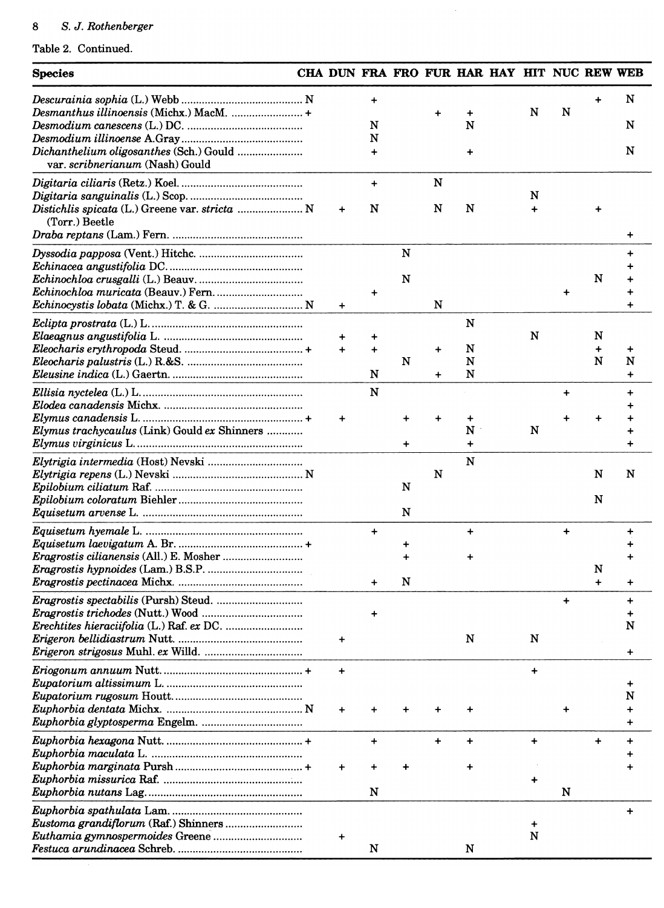Table 2. Continued.

| Species | CHA | DUN | FRA | FRO | FUR | HAR | HAY | HIT | NUC | REW | WEB |
|---|---|---|---|---|---|---|---|---|---|---|---|
| *Descurainia sophia* (L.) Webb | N | | + | | | | | | | + | N |
| *Desmanthus illinoensis* (Michx.) MacM. | + | | | | + | + | | N | N | | |
| *Desmodium canescens* (L.) DC. | | | N | | | N | | | | | N |
| *Desmodium illinoense* A.Gray | | | N | | | | | | | | |
| *Dichanthelium oligosanthes* (Sch.) Gould var. *scribnerianum* (Nash) Gould | | | + | | | + | | | | | N |
| *Digitaria ciliaris* (Retz.) Koel. | | | + | | N | | | | | | |
| *Digitaria sanguinalis* (L.) Scop. | | | | | | | | N | | | |
| *Distichlis spicata* (L.) Greene var. *stricta* (Torr.) Beetle | N | + | N | | N | N | | + | | + | |
| *Draba reptans* (Lam.) Fern. | | | | | | | | | | | + |
| *Dyssodia papposa* (Vent.) Hitchc. | | | | N | | | | | | | + |
| *Echinacea angustifolia* DC. | | | | | | | | | | | + |
| *Echinochloa crusgalli* (L.) Beauv. | | | | N | | | | | | N | + |
| *Echinochloa muricata* (Beauv.) Fern. | | | + | | | | | | + | | + |
| *Echinocystis lobata* (Michx.) T. & G. | N | + | | | N | | | | | | + |
| *Eclipta prostrata* (L.) L. | | | | | | N | | | | | |
| *Elaeagnus angustifolia* L. | | + | + | | | | | N | | N | |
| *Eleocharis erythropoda* Steud. | + | + | + | | + | N | | | | + | + |
| *Eleocharis palustris* (L.) R.&S. | | | | N | | N | | | | N | N |
| *Eleusine indica* (L.) Gaertn. | | | N | | + | N | | | | | + |
| *Ellisia nyctelea* (L.) L. | | | N | | | | | | + | | + |
| *Elodea canadensis* Michx. | | | | | | | | | | | + |
| *Elymus canadensis* L. | + | + | | + | + | + | | | + | + | + |
| *Elymus trachycaulus* (Link) Gould *ex* Shinners | | | | | | N | | N | | | + |
| *Elymus virginicus* L. | | | | + | | + | | | | | + |
| *Elytrigia intermedia* (Host) Nevski | | | | | | N | | | | | |
| *Elytrigia repens* (L.) Nevski | N | | | | N | | | | | N | N |
| *Epilobium ciliatum* Raf. | | | | N | | | | | | | |
| *Epilobium coloratum* Biehler | | | | | | | | | | N | |
| *Equisetum arvense* L. | | | | N | | | | | | | |
| *Equisetum hyemale* L. | | | + | | | + | | | + | | + |
| *Equisetum laevigatum* A. Br. | + | | | + | | | | | | | + |
| *Eragrostis cilianensis* (All.) E. Mosher | | | | + | | + | | | | | + |
| *Eragrostis hypnoides* (Lam.) B.S.P. | | | | | | | | | | N | |
| *Eragrostis pectinacea* Michx. | | | + | N | | | | | | + | + |
| *Eragrostis spectabilis* (Pursh) Steud. | | | | | | | | | + | | + |
| *Eragrostis trichodes* (Nutt.) Wood | | | + | | | | | | | | + |
| *Erechtites hieraciifolia* (L.) Raf. *ex* DC. | | | | | | | | | | | N |
| *Erigeron bellidiastrum* Nutt. | | + | | | | N | | N | | | |
| *Erigeron strigosus* Muhl. *ex* Willd. | | | | | | | | | | | + |
| *Eriogonum annuum* Nutt. | + | + | | | | | | + | | | |
| *Eupatorium altissimum* L. | | | | | | | | | | | + |
| *Eupatorium rugosum* Houtt. | | | | | | | | | | | N |
| *Euphorbia dentata* Michx. | N | + | + | + | + | + | | | + | | + |
| *Euphorbia glyptosperma* Engelm. | | | | | | | | | | | + |
| *Euphorbia hexagona* Nutt. | + | | + | | + | + | | + | | + | + |
| *Euphorbia maculata* L. | | | | | | | | | | | + |
| *Euphorbia marginata* Pursh | + | + | + | + | | + | | | | | + |
| *Euphorbia missurica* Raf. | | | | | | | | + | | | |
| *Euphorbia nutans* Lag. | | | N | | | | | | N | | |
| *Euphorbia spathulata* Lam. | | | | | | | | | | | + |
| *Eustoma grandiflorum* (Raf.) Shinners | | | | | | | | + | | | |
| *Euthamia gymnospermoides* Greene | | + | | | | | | N | | | |
| *Festuca arundinacea* Schreb. | | | N | | | N | | | | | |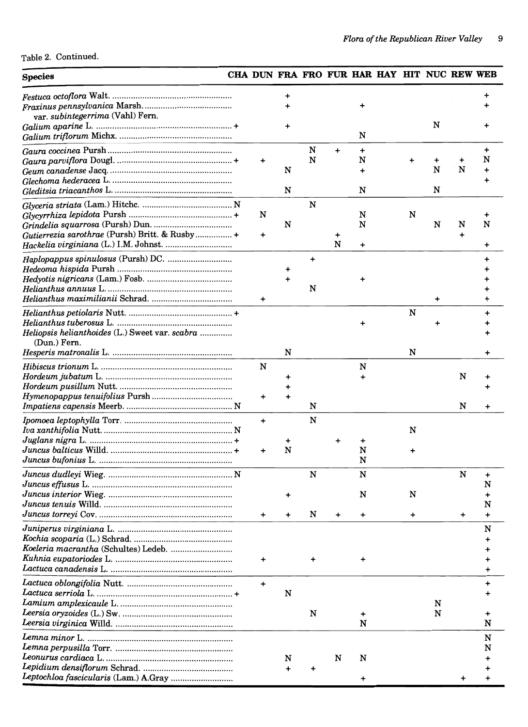Table 2. Continued.

| Species | CHA | DUN | FRA | FRO | FUR | HAR | HAY | HIT | NUC | REW | WEB |
|---|---|---|---|---|---|---|---|---|---|---|---|
| *Festuca octoflora* Walt. | | | + | | | | | | | | + |
| *Fraxinus pennsylvanica* Marsh. var. *subintegerrima* (Vahl) Fern. | | | + | | | + | | | | | + |
| *Galium aparine* L. | + | | + | | | | | | N | | + |
| *Galium triflorum* Michx. | | | | | | N | | | | | |
| *Gaura coccinea* Pursh | | | | N | + | + | | | | | + |
| *Gaura parviflora* Dougl. | + | + | | N | | N | | + | + | + | N |
| *Geum canadense* Jacq. | | | N | | | + | | | N | N | + |
| *Glechoma hederacea* L. | | | | | | | | | | | + |
| *Gleditsia triacanthos* L. | | | N | | | N | | | N | | |
| *Glyceria striata* (Lam.) Hitchc. | N | | | N | | | | | | | |
| *Glycyrrhiza lepidota* Pursh | + | N | | | | N | | N | | | + |
| *Grindelia squarrosa* (Pursh) Dun. | | | N | | | N | | | N | N | N |
| *Gutierrezia sarothrae* (Pursh) Britt. & Rusby | + | + | | | + | | | | | + | |
| *Hackelia virginiana* (L.) I.M. Johnst. | | | | | N | + | | | | | + |
| *Haplopappus spinulosus* (Pursh) DC. | | | | + | | | | | | | + |
| *Hedeoma hispida* Pursh | | | + | | | | | | | | + |
| *Hedyotis nigricans* (Lam.) Fosb. | | | + | | | + | | | | | + |
| *Helianthus annuus* L. | | | | N | | | | | | | + |
| *Helianthus maximilianii* Schrad. | | + | | | | | | | + | | + |
| *Helianthus petiolaris* Nutt. | + | | | | | | | N | | | + |
| *Helianthus tuberosus* L. | | | | | | + | | | + | | + |
| *Heliopsis helianthoides* (L.) Sweet var. *scabra* (Dun.) Fern. | | | | | | | | | | | + |
| *Hesperis matronalis* L. | | | N | | | | | N | | | + |
| *Hibiscus trionum* L. | | N | | | | N | | | | | |
| *Hordeum jubatum* L. | | | + | | | + | | | | N | + |
| *Hordeum pusillum* Nutt. | | | + | | | | | | | | + |
| *Hymenopappus tenuifolius* Pursh | | + | + | | | | | | | | |
| *Impatiens capensis* Meerb. | N | | | N | | | | | | N | + |
| *Ipomoea leptophylla* Torr. | | + | | N | | | | | | | |
| *Iva xanthifolia* Nutt. | N | | | | | | | N | | | |
| *Juglans nigra* L. | + | | + | | + | + | | | | | |
| *Juncus balticus* Willd. | + | + | N | | | N | | + | | | |
| *Juncus bufonius* L. | | | | | | N | | | | | |
| *Juncus dudleyi* Wieg. | N | | | N | | N | | | | N | + |
| *Juncus effusus* L. | | | | | | | | | | | N |
| *Juncus interior* Wieg. | | | + | | | N | | N | | | + |
| *Juncus tenuis* Willd. | | | | | | | | | | | N |
| *Juncus torreyi* Cov. | | + | + | N | + | + | | + | | + | + |
| *Juniperus virginiana* L. | | | | | | | | | | | N |
| *Kochia scoparia* (L.) Schrad. | | | | | | | | | | | + |
| *Koeleria macrantha* (Schultes) Ledeb. | | | | | | | | | | | + |
| *Kuhnia eupatoriodes* L. | | + | | + | | + | | | | | + |
| *Lactuca canadensis* L. | | | | | | | | | | | + |
| *Lactuca oblongifolia* Nutt. | | + | | | | | | | | | + |
| *Lactuca serriola* L. | + | | N | | | | | | | | + |
| *Lamium amplexicaule* L. | | | | | | | | | N | | |
| *Leersia oryzoides* (L.) Sw. | | | | N | | + | | | N | | + |
| *Leersia virginica* Willd. | | | | | | N | | | | | N |
| *Lemna minor* L. | | | | | | | | | | | N |
| *Lemna perpusilla* Torr. | | | | | | | | | | | N |
| *Leonurus cardiaca* L. | | | N | | N | N | | | | | + |
| *Lepidium densiflorum* Schrad. | | | + | + | | | | | | | + |
| *Leptochloa fascicularis* (Lam.) A.Gray | | | | | | + | | | | + | + |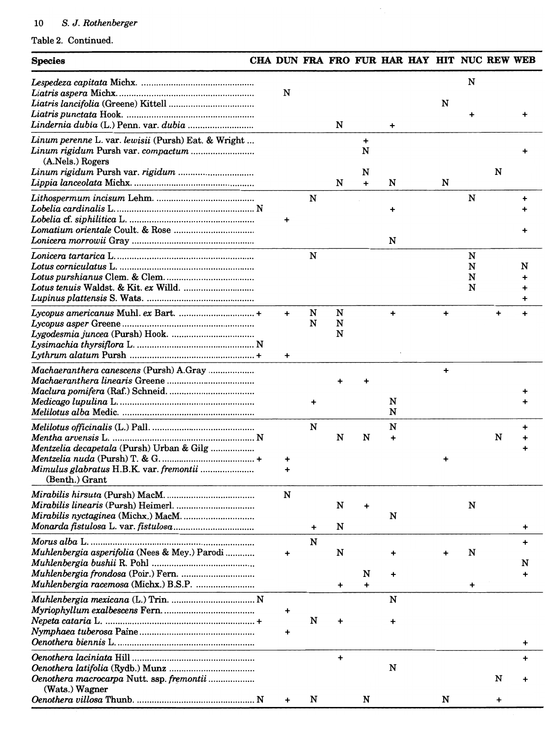Table 2. Continued.

| Species | CHA | DUN | FRA | FRO | FUR | HAR | HAY | HIT | NUC | REW | WEB |
|---|---|---|---|---|---|---|---|---|---|---|---|
| *Lespedeza capitata* Michx. | | | | | | | | | N | | |
| *Liatris aspera* Michx. | | N | | | | | | | | | |
| *Liatris lancifolia* (Greene) Kittell | | | | | | | | N | | | |
| *Liatris punctata* Hook. | | | | | | | | | + | | + |
| *Lindernia dubia* (L.) Penn. var. *dubia* | | | | N | | + | | | | | |
| *Linum perenne* L. var. *lewisii* (Pursh) Eat. & Wright | | | | | + | | | | | | |
| *Linum rigidum* Pursh var. *compactum* (A.Nels.) Rogers | | | | | N | | | | | | + |
| *Linum rigidum* Pursh var. *rigidum* | | | | | N | | | | | N | |
| *Lippia lanceolata* Michx. | | | | N | + | N | | N | | | |
| *Lithospermum incisum* Lehm. | | | N | | | | | | N | | + |
| *Lobelia cardinalis* L. | N | | | | | + | | | | | + |
| *Lobelia* cf. *siphilitica* L. | | + | | | | | | | | | |
| *Lomatium orientale* Coult. & Rose | | | | | | | | | | | + |
| *Lonicera morrowii* Gray | | | | | | N | | | | | |
| *Lonicera tartarica* L. | | | N | | | | | | N | | |
| *Lotus corniculatus* L. | | | | | | | | | N | | N |
| *Lotus purshianus* Clem. & Clem. | | | | | | | | | N | | + |
| *Lotus tenuis* Waldst. & Kit. *ex* Willd. | | | | | | | | | N | | + |
| *Lupinus plattensis* S. Wats. | | | | | | | | | | | + |
| *Lycopus americanus* Muhl. *ex* Bart. | + | + | N | N | | + | | + | | + | + |
| *Lycopus asper* Greene | | | N | N | | | | | | | |
| *Lygodesmia juncea* (Pursh) Hook. | | | | N | | | | | | | |
| *Lysimachia thyrsiflora* L. | N | | | | | | | | | | |
| *Lythrum alatum* Pursh | + | + | | | | | | | | | |
| *Machaeranthera canescens* (Pursh) A.Gray | | | | | | | | + | | | |
| *Machaeranthera linearis* Greene | | | | + | + | | | | | | |
| *Maclura pomifera* (Raf.) Schneid. | | | | | | | | | | | + |
| *Medicago lupulina* L. | | | + | | | N | | | | | + |
| *Melilotus alba* Medic. | | | | | | N | | | | | |
| *Melilotus officinalis* (L.) Pall. | | | N | | | N | | | | | + |
| *Mentha arvensis* L. | N | | | N | N | + | | | | N | + |
| *Mentzelia decapetala* (Pursh) Urban & Gilg | | | | | | | | | | | + |
| *Mentzelia nuda* (Pursh) T. & G. | + | + | | | | | | + | | | |
| *Mimulus glabratus* H.B.K. var. *fremontii* (Benth.) Grant | | + | | | | | | | | | |
| *Mirabilis hirsuta* (Pursh) MacM. | | N | | | | | | | | | |
| *Mirabilis linearis* (Pursh) Heimerl. | | | | N | + | | | | N | | |
| *Mirabilis nyctaginea* (Michx.) MacM. | | | | | | N | | | | | |
| *Monarda fistulosa* L. var. *fistulosa* | | | + | N | | | | | | | + |
| *Morus alba* L. | | | N | | | | | | | | + |
| *Muhlenbergia asperifolia* (Nees & Mey.) Parodi | | + | | N | | + | | + | N | | |
| *Muhlenbergia bushii* R. Pohl | | | | | | | | | | | N |
| *Muhlenbergia frondosa* (Poir.) Fern. | | | | | N | + | | | | | + |
| *Muhlenbergia racemosa* (Michx.) B.S.P. | | | | + | + | | | | + | | |
| *Muhlenbergia mexicana* (L.) Trin. | N | | | | | N | | | | | |
| *Myriophyllum exalbescens* Fern. | | + | | | | | | | | | |
| *Nepeta cataria* L. | + | | N | + | | + | | | | | |
| *Nymphaea tuberosa* Paine | | + | | | | | | | | | |
| *Oenothera biennis* L. | | | | | | | | | | | + |
| *Oenothera laciniata* Hill | | | | + | | | | | | | + |
| *Oenothera latifolia* (Rydb.) Munz | | | | | | N | | | | | |
| *Oenothera macrocarpa* Nutt. ssp. *fremontii* (Wats.) Wagner | | | | | | | | | | N | + |
| *Oenothera villosa* Thunb. | N | + | N | | N | | | N | | + | |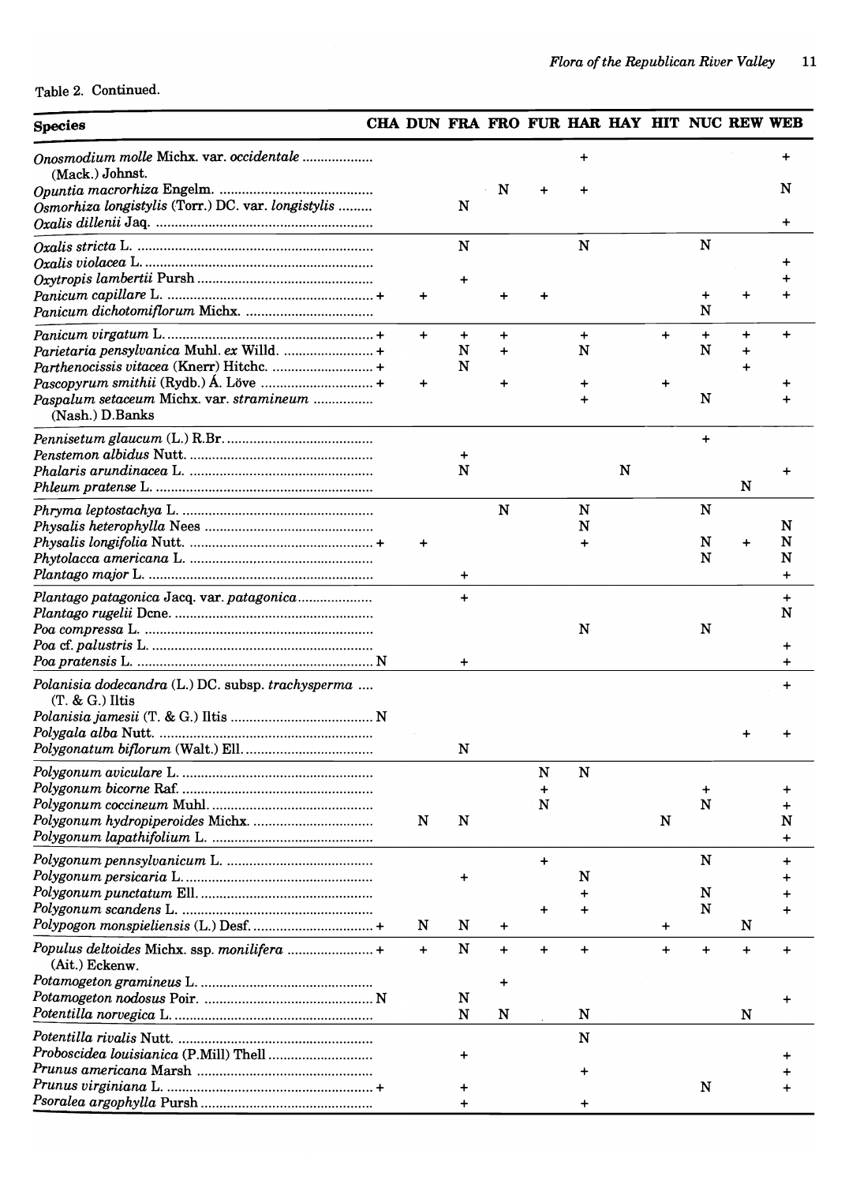Table 2. Continued.

| Species | CHA | DUN | FRA | FRO | FUR | HAR | HAY | HIT | NUC | REW | WEB |
|---|---|---|---|---|---|---|---|---|---|---|---|
| *Onosmodium molle* Michx. var. *occidentale* (Mack.) Johnst. | | | | | | + | | | | | + |
| *Opuntia macrorhiza* Engelm. | | | | N | + | + | | | | | N |
| *Osmorhiza longistylis* (Torr.) DC. var. *longistylis* | | | N | | | | | | | | |
| *Oxalis dillenii* Jaq. | | | | | | | | | | | + |
| *Oxalis stricta* L. | | | N | | | N | | | N | | |
| *Oxalis violacea* L. | | | | | | | | | | | + |
| *Oxytropis lambertii* Pursh | | | + | | | | | | | | + |
| *Panicum capillare* L. | + | + | | + | + | | | | + | + | + |
| *Panicum dichotomiflorum* Michx. | | | | | | | | | N | | |
| *Panicum virgatum* L. | + | + | + | + | | + | | + | + | + | + |
| *Parietaria pensylvanica* Muhl. *ex* Willd. | + | | N | + | | N | | | N | + | |
| *Parthenocissis vitacea* (Knerr) Hitchc. | + | | N | | | | | | | + | |
| *Pascopyrum smithii* (Rydb.) Á. Löve | + | + | | + | | + | | + | | | + |
| *Paspalum setaceum* Michx. var. *stramineum* (Nash.) D.Banks | | | | | | + | | | N | | + |
| *Pennisetum glaucum* (L.) R.Br. | | | | | | | | | + | | |
| *Penstemon albidus* Nutt. | | | + | | | | | | | | |
| *Phalaris arundinacea* L. | | | N | | | | N | | | | + |
| *Phleum pratense* L. | | | | | | | | | | N | |
| *Phryma leptostachya* L. | | | | N | | N | | | N | | |
| *Physalis heterophylla* Nees | | | | | | N | | | | | N |
| *Physalis longifolia* Nutt. | + | + | | | | + | | | N | + | N |
| *Phytolacca americana* L. | | | | | | | | | N | | N |
| *Plantago major* L. | | | + | | | | | | | | + |
| *Plantago patagonica* Jacq. var. *patagonica* | | | + | | | | | | | | + |
| *Plantago rugelii* Dcne. | | | | | | | | | | | N |
| *Poa compressa* L. | | | | | | N | | | N | | |
| *Poa* cf. *palustris* L. | | | | | | | | | | | + |
| *Poa pratensis* L. | N | | + | | | | | | | | + |
| *Polanisia dodecandra* (L.) DC. subsp. *trachysperma* (T. & G.) Iltis | | | | | | | | | | | + |
| *Polanisia jamesii* (T. & G.) Iltis | N | | | | | | | | | | |
| *Polygala alba* Nutt. | | | | | | | | | | + | + |
| *Polygonatum biflorum* (Walt.) Ell. | | | N | | | | | | | | |
| *Polygonum aviculare* L. | | | | | N | N | | | | | |
| *Polygonum bicorne* Raf. | | | | | + | | | | + | | + |
| *Polygonum coccineum* Muhl. | | | | | N | | | | N | | + |
| *Polygonum hydropiperoides* Michx. | | N | N | | | | | N | | | N |
| *Polygonum lapathifolium* L. | | | | | | | | | | | + |
| *Polygonum pennsylvanicum* L. | | | | | + | | | | N | | + |
| *Polygonum persicaria* L. | | | + | | | N | | | | | + |
| *Polygonum punctatum* Ell. | | | | | | + | | | N | | + |
| *Polygonum scandens* L. | | | | | + | + | | | N | | + |
| *Polypogon monspieliensis* (L.) Desf. | + | N | N | + | | | | + | | N | |
| *Populus deltoides* Michx. ssp. *monilifera* (Ait.) Eckenw. | + | + | N | + | + | + | | + | + | + | + |
| *Potamogeton gramineus* L. | | | | + | | | | | | | |
| *Potamogeton nodosus* Poir. | N | | N | | | | | | | | + |
| *Potentilla norvegica* L. | | | N | N | | N | | | | N | |
| *Potentilla rivalis* Nutt. | | | | | | N | | | | | |
| *Proboscidea louisianica* (P.Mill) Thell | | | + | | | | | | | | + |
| *Prunus americana* Marsh | | | | | | + | | | | | + |
| *Prunus virginiana* L. | + | | + | | | | | | N | | + |
| *Psoralea argophylla* Pursh | | | + | | | + | | | | | |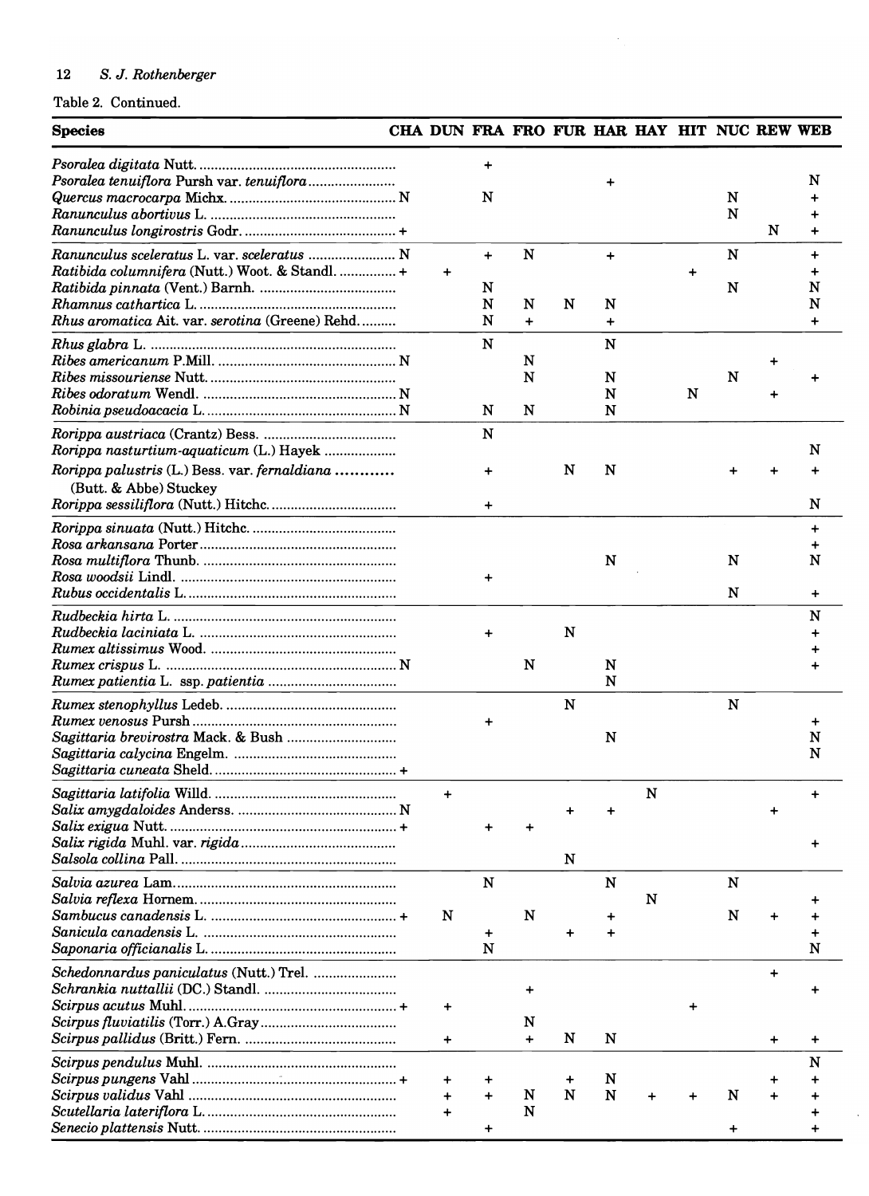Table 2. Continued.

| Species | CHA | DUN | FRA | FRO | FUR | HAR | HAY | HIT | NUC | REW | WEB |
|---|---|---|---|---|---|---|---|---|---|---|---|
| *Psoralea digitata* Nutt. | | | + | | | | | | | | |
| *Psoralea tenuiflora* Pursh var. *tenuiflora* | | | | | | + | | | | | N |
| *Quercus macrocarpa* Michx. | N | | N | | | | | | N | | + |
| *Ranunculus abortivus* L. | | | | | | | | | N | | + |
| *Ranunculus longirostris* Godr. | + | | | | | | | | | N | + |
| *Ranunculus sceleratus* L. var. *sceleratus* | N | | + | N | | + | | | N | | + |
| *Ratibida columnifera* (Nutt.) Woot. & Standl. | + | + | | | | | | + | | | + |
| *Ratibida pinnata* (Vent.) Barnh. | | | N | | | | | | N | | N |
| *Rhamnus cathartica* L. | | | N | N | N | N | | | | | N |
| *Rhus aromatica* Ait. var. *serotina* (Greene) Rehd. | | | N | + | | + | | | | | + |
| *Rhus glabra* L. | | | N | | | N | | | | | |
| *Ribes americanum* P.Mill. | N | | | N | | | | | | + | |
| *Ribes missouriense* Nutt. | | | | N | | N | | | N | | + |
| *Ribes odoratum* Wendl. | N | | | | | N | | N | | + | |
| *Robinia pseudoacacia* L. | N | | N | N | | N | | | | | |
| *Rorippa austriaca* (Crantz) Bess. | | | N | | | | | | | | |
| *Rorippa nasturtium-aquaticum* (L.) Hayek | | | | | | | | | | | N |
| *Rorippa palustris* (L.) Bess. var. *fernaldiana* (Butt. & Abbe) Stuckey | | | + | | N | N | | | + | + | + |
| *Rorippa sessiliflora* (Nutt.) Hitchc. | | | + | | | | | | | | N |
| *Rorippa sinuata* (Nutt.) Hitchc. | | | | | | | | | | | + |
| *Rosa arkansana* Porter | | | | | | | | | | | + |
| *Rosa multiflora* Thunb. | | | | | | N | | | N | | N |
| *Rosa woodsii* Lindl. | | | + | | | | | | | | |
| *Rubus occidentalis* L. | | | | | | | | | N | | + |
| *Rudbeckia hirta* L. | | | | | | | | | | | N |
| *Rudbeckia laciniata* L. | | | + | | N | | | | | | + |
| *Rumex altissimus* Wood. | | | | | | | | | | | + |
| *Rumex crispus* L. | N | | | N | | N | | | | | + |
| *Rumex patientia* L. ssp. *patientia* | | | | | | N | | | | | |
| *Rumex stenophyllus* Ledeb. | | | | | N | | | | N | | |
| *Rumex venosus* Pursh | | | + | | | | | | | | + |
| *Sagittaria brevirostra* Mack. & Bush | | | | | | N | | | | | N |
| *Sagittaria calycina* Engelm. | | | | | | | | | | | N |
| *Sagittaria cuneata* Sheld. | + | | | | | | | | | | |
| *Sagittaria latifolia* Willd. | | + | | | | | N | | | | + |
| *Salix amygdaloides* Anderss. | N | | | | + | + | | | | + | |
| *Salix exigua* Nutt. | + | | + | + | | | | | | | |
| *Salix rigida* Muhl. var. *rigida* | | | | | | | | | | | + |
| *Salsola collina* Pall. | | | | | N | | | | | | |
| *Salvia azurea* Lam. | | | N | | | N | | | N | | |
| *Salvia reflexa* Hornem. | | | | | | | N | | | | + |
| *Sambucus canadensis* L. | + | N | | N | | + | | | N | + | + |
| *Sanicula canadensis* L. | | | + | | + | + | | | | | + |
| *Saponaria officianalis* L. | | | N | | | | | | | | N |
| *Schedonnardus paniculatus* (Nutt.) Trel. | | | | | | | | | | + | |
| *Schrankia nuttallii* (DC.) Standl. | | | | + | | | | | | | + |
| *Scirpus acutus* Muhl. | + | + | | | | | | + | | | |
| *Scirpus fluviatilis* (Torr.) A.Gray | | | | N | | | | | | | |
| *Scirpus pallidus* (Britt.) Fern. | | + | | + | N | N | | | | + | + |
| *Scirpus pendulus* Muhl. | | | | | | | | | | | N |
| *Scirpus pungens* Vahl | + | + | + | | + | N | | | | + | + |
| *Scirpus validus* Vahl | | + | + | N | N | N | + | + | N | + | + |
| *Scutellaria lateriflora* L. | | + | | N | | | | | | | + |
| *Senecio plattensis* Nutt. | | | + | | | | | | + | | + |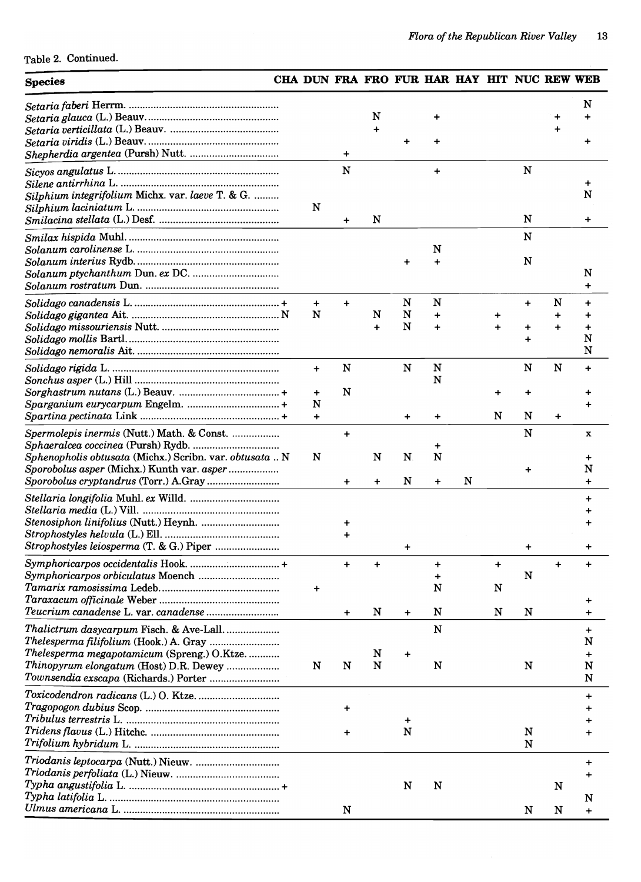Table 2. Continued.

| Species | CHA | DUN | FRA | FRO | FUR | HAR | HAY | HIT | NUC | REW | WEB |
|---|---|---|---|---|---|---|---|---|---|---|---|
| *Setaria faberi* Herrm. | | | | | | | | | | | N |
| *Setaria glauca* (L.) Beauv. | | | | N | | + | | | | + | + |
| *Setaria verticillata* (L.) Beauv. | | | | + | | | | | | + | |
| *Setaria viridis* (L.) Beauv. | | | | | + | + | | | | | + |
| *Shepherdia argentea* (Pursh) Nutt. | | | + | | | | | | | | |
| *Sicyos angulatus* L. | | | N | | | + | | | N | | |
| *Silene antirrhina* L. | | | | | | | | | | | + |
| *Silphium integrifolium* Michx. var. *laeve* T. & G. | | | | | | | | | | | N |
| *Silphium laciniatum* L. | | N | | | | | | | | | |
| *Smilacina stellata* (L.) Desf. | | | + | N | | | | | N | | + |
| *Smilax hispida* Muhl. | | | | | | | | | N | | |
| *Solanum carolinense* L. | | | | | | N | | | | | |
| *Solanum interius* Rydb. | | | | | + | + | | | N | | |
| *Solanum ptychanthum* Dun. *ex* DC. | | | | | | | | | | | N |
| *Solanum rostratum* Dun. | | | | | | | | | | | + |
| *Solidago canadensis* L. | + | + | + | | N | N | | | + | N | + |
| *Solidago gigantea* Ait. | N | N | | N | N | + | | + | | + | + |
| *Solidago missouriensis* Nutt. | | | | + | N | + | | + | + | + | + |
| *Solidago mollis* Bartl. | | | | | | | | | + | | N |
| *Solidago nemoralis* Ait. | | | | | | | | | | | N |
| *Solidago rigida* L. | | + | N | | N | N | | | N | N | + |
| *Sonchus asper* (L.) Hill | | | | | | N | | | | | |
| *Sorghastrum nutans* (L.) Beauv. | + | + | N | | | | | + | + | | + |
| *Sparganium eurycarpum* Engelm. | + | N | | | | | | | | | + |
| *Spartina pectinata* Link | + | + | | | + | + | | N | N | + | |
| *Spermolepis inermis* (Nutt.) Math. & Const. | | | + | | | | | | N | | x |
| *Sphaeralcea coccinea* (Pursh) Rydb. | | | | | | + | | | | | |
| *Sphenopholis obtusata* (Michx.) Scribn. var. *obtusata* | N | N | | N | N | N | | | | | + |
| *Sporobolus asper* (Michx.) Kunth var. *asper* | | | | | | | | | + | | N |
| *Sporobolus cryptandrus* (Torr.) A.Gray | | | + | + | N | + | N | | | | + |
| *Stellaria longifolia* Muhl. *ex* Willd. | | | | | | | | | | | + |
| *Stellaria media* (L.) Vill. | | | | | | | | | | | + |
| *Stenosiphon linifolius* (Nutt.) Heynh. | | | + | | | | | | | | + |
| *Strophostyles helvula* (L.) Ell. | | | + | | | | | | | | |
| *Strophostyles leiosperma* (T. & G.) Piper | | | | | + | | | | + | | + |
| *Symphoricarpos occidentalis* Hook. | + | | + | + | | + | | + | | + | + |
| *Symphoricarpos orbiculatus* Moench | | | | | | + | | | N | | |
| *Tamarix ramosissima* Ledeb. | | + | | | | N | | N | | | |
| *Taraxacum officinale* Weber | | | | | | | | | | | + |
| *Teucrium canadense* L. var. *canadense* | | | + | N | + | N | | N | N | | + |
| *Thalictrum dasycarpum* Fisch. & Ave-Lall. | | | | | | N | | | | | + |
| *Thelesperma filifolium* (Hook.) A. Gray | | | | | | | | | | | N |
| *Thelesperma megapotamicum* (Spreng.) O.Ktze. | | | | N | + | | | | | | + |
| *Thinopyrum elongatum* (Host) D.R. Dewey | | N | N | N | | N | | | N | | N |
| *Townsendia exscapa* (Richards.) Porter | | | | | | | | | | | N |
| *Toxicodendron radicans* (L.) O. Ktze. | | | | | | | | | | | + |
| *Tragopogon dubius* Scop. | | | + | | | | | | | | + |
| *Tribulus terrestris* L. | | | | | + | | | | | | + |
| *Tridens flavus* (L.) Hitchc. | | | + | | N | | | | N | | + |
| *Trifolium hybridum* L. | | | | | | | | | N | | |
| *Triodanis leptocarpa* (Nutt.) Nieuw. | | | | | | | | | | | + |
| *Triodanis perfoliata* (L.) Nieuw. | | | | | | | | | | | + |
| *Typha angustifolia* L. | + | | | | N | N | | | | N | |
| *Typha latifolia* L. | | | | | | | | | | | N |
| *Ulmus americana* L. | | | N | | | | | | N | N | + |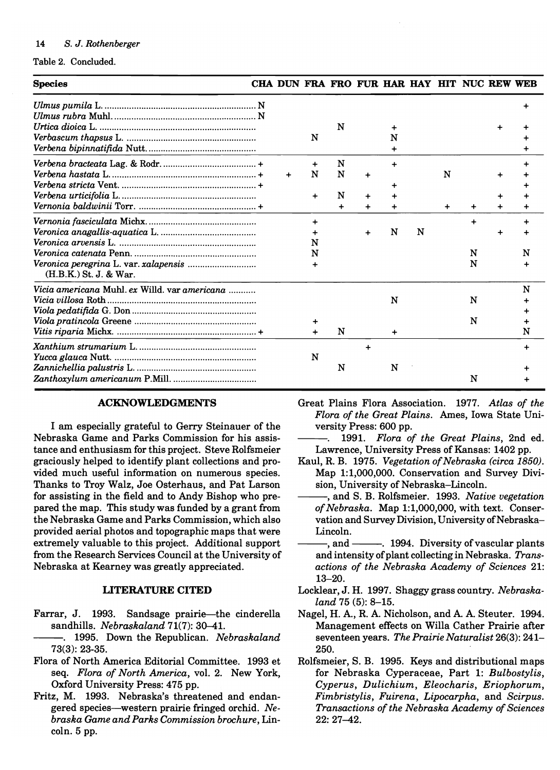Table 2. Concluded.

| Species | CHA | DUN | FRA | FRO | FUR | HAR | HAY | HIT | NUC | REW | WEB |
|---|---|---|---|---|---|---|---|---|---|---|---|
| *Ulmus pumila* L. | N | | | | | | | | | | + |
| *Ulmus rubra* Muhl. | N | | | | | | | | | | |
| *Urtica dioica* L. | | | | N | | + | | | | + | + |
| *Verbascum thapsus* L. | | | N | | | N | | | | | + |
| *Verbena bipinnatifida* Nutt. | | | | | | + | | | | | + |
| *Verbena bracteata* Lag. & Rodr. | + | | + | N | | + | | | | | + |
| *Verbena hastata* L. | + | + | N | N | + | | | N | | + | + |
| *Verbena stricta* Vent. | + | | | | | + | | | | | + |
| *Verbena urticifolia* L. | | | + | N | + | + | | | | + | + |
| *Vernonia baldwinii* Torr. | + | | | + | + | + | | + | + | + | + |
| *Vernonia fasciculata* Michx. | | | + | | | | | | + | | + |
| *Veronica anagallis-aquatica* L. | | | + | | + | N | N | | | + | + |
| *Veronica arvensis* L. | | | N | | | | | | | | |
| *Veronica catenata* Penn. | | | N | | | | | | N | | N |
| *Veronica peregrina* L. var. *xalapensis* (H.B.K.) St. J. & War. | | | + | | | | | | N | | + |
| *Vicia americana* Muhl. *ex* Willd. var *americana* | | | | | | | | | | | N |
| *Vicia villosa* Roth | | | | | | N | | | N | | + |
| *Viola pedatifida* G. Don | | | | | | | | | | | + |
| *Viola pratincola* Greene | | | + | | | | | | N | | + |
| *Vitis riparia* Michx. | + | | + | N | | + | | | | | N |
| *Xanthium strumarium* L. | | | | | + | | | | | | + |
| *Yucca glauca* Nutt. | | | N | | | | | | | | |
| *Zannichellia palustris* L. | | | | N | | N | | | | | + |
| *Zanthoxylum americanum* P.Mill. | | | | | | | | | N | | + |

## ACKNOWLEDGMENTS

I am especially grateful to Gerry Steinauer of the Nebraska Game and Parks Commission for his assistance and enthusiasm for this project. Steve Rolfsmeier graciously helped to identify plant collections and provided much useful information on numerous species. Thanks to Troy Walz, Joe Osterhaus, and Pat Larson for assisting in the field and to Andy Bishop who prepared the map. This study was funded by a grant from the Nebraska Game and Parks Commission, which also provided aerial photos and topographic maps that were extremely valuable to this project. Additional support from the Research Services Council at the University of Nebraska at Kearney was greatly appreciated.

## LITERATURE CITED

Farrar, J. 1993. Sandsage prairie—the cinderella sandhills. *Nebraskaland* 71(7): 30–41.

———. 1995. Down the Republican. *Nebraskaland* 73(3): 23-35.

Flora of North America Editorial Committee. 1993 et seq. *Flora of North America*, vol. 2. New York, Oxford University Press: 475 pp.

Fritz, M. 1993. Nebraska's threatened and endangered species—western prairie fringed orchid. *Nebraska Game and Parks Commission brochure*, Lincoln. 5 pp.

Great Plains Flora Association. 1977. *Atlas of the Flora of the Great Plains.* Ames, Iowa State University Press: 600 pp.

———. 1991. *Flora of the Great Plains*, 2nd ed. Lawrence, University Press of Kansas: 1402 pp.

Kaul, R. B. 1975. *Vegetation of Nebraska (circa 1850).* Map 1:1,000,000. Conservation and Survey Division, University of Nebraska–Lincoln.

———, and S. B. Rolfsmeier. 1993. *Native vegetation of Nebraska.* Map 1:1,000,000, with text. Conservation and Survey Division, University of Nebraska–Lincoln.

———, and ———. 1994. Diversity of vascular plants and intensity of plant collecting in Nebraska. *Transactions of the Nebraska Academy of Sciences* 21: 13–20.

Locklear, J. H. 1997. Shaggy grass country. *Nebraskaland* 75 (5): 8–15.

Nagel, H. A., R. A. Nicholson, and A. A. Steuter. 1994. Management effects on Willa Cather Prairie after seventeen years. *The Prairie Naturalist* 26(3): 241–250.

Rolfsmeier, S. B. 1995. Keys and distributional maps for Nebraska Cyperaceae, Part 1: *Bulbostylis, Cyperus, Dulichium, Eleocharis, Eriophorum, Fimbristylis, Fuirena, Lipocarpha,* and *Scirpus. Transactions of the Nebraska Academy of Sciences* 22: 27–42.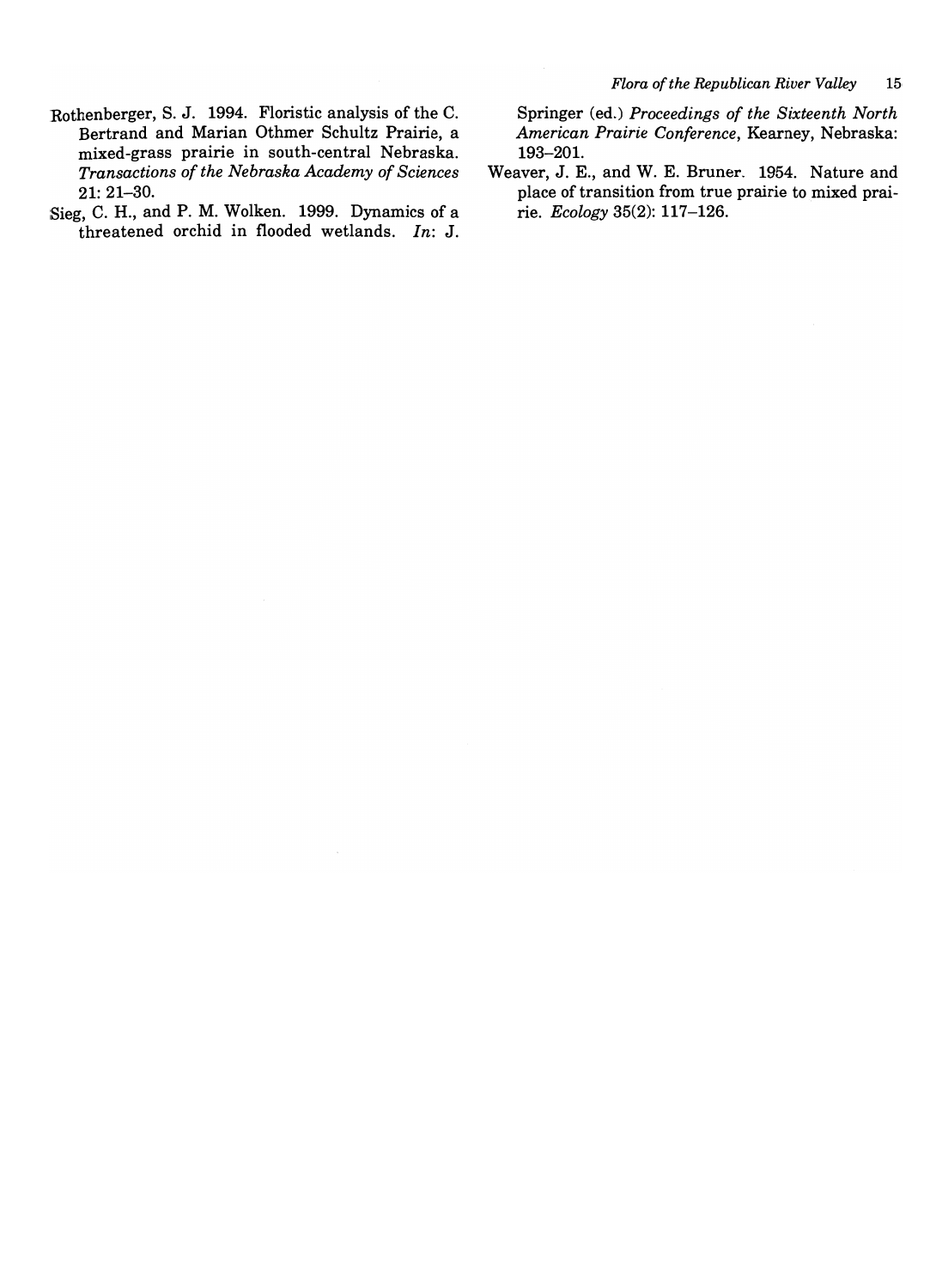Rothenberger, S. J. 1994. Floristic analysis of the C. Bertrand and Marian Othmer Schultz Prairie, a mixed-grass prairie in south-central Nebraska. *Transactions of the Nebraska Academy of Sciences* 21: 21–30.

Sieg, C. H., and P. M. Wolken. 1999. Dynamics of a threatened orchid in flooded wetlands. *In*: J. Springer (ed.) *Proceedings of the Sixteenth North American Prairie Conference*, Kearney, Nebraska: 193–201.

Weaver, J. E., and W. E. Bruner. 1954. Nature and place of transition from true prairie to mixed prairie. *Ecology* 35(2): 117–126.